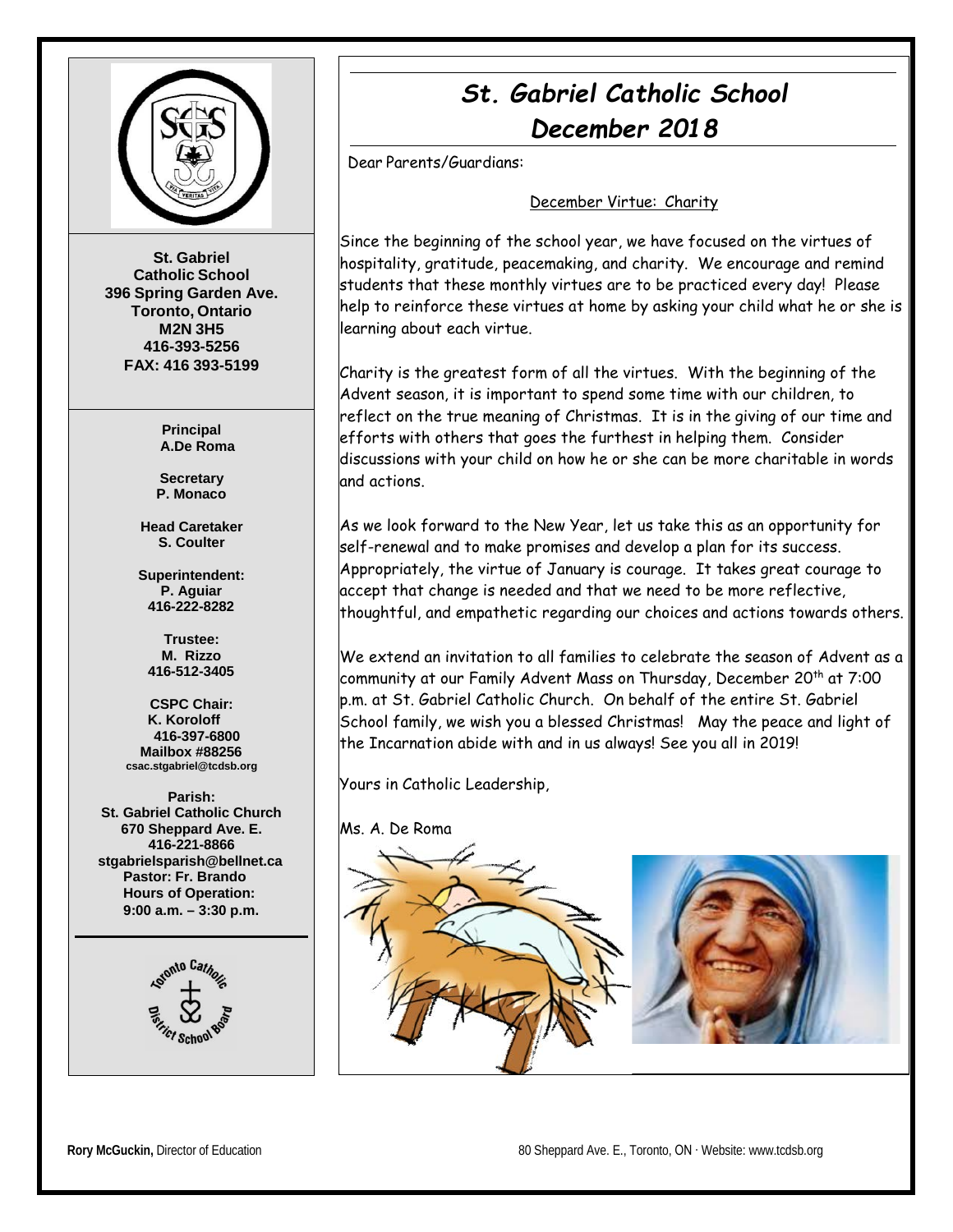# St. Gabriel Catholic School

## December 2018

Dear Parents/Guardians:

December Virtue: Charity

Since the beginning of the school year, we have focused on the virtues of hospitality, gratitude, peacemaking, and charity. We encourage and remind students that these monthly virtues are to be practiced every day! Please help to reinforce these virtues at home by asking your child what he or she is learning about each virtue.

Charity is the greatest form of all the virtues. With the beginning of the Advent season, it is important to spend some time with our children, to reflect on the true meaning of Christmas. It is in the giving of our time and efforts with others that goes the furthest in helping them. Consider discussions with your child on how he or she can be more charitable in words and actions.

As we look forward to the New Year, let us take this as an opportunity for self-renewal and to make promises and develop a plan for its success. Appropriately, the virtue of January is courage. It takes great courage to accept that change is needed and that we need to be more reflective, thoughtful, and empathetic regarding our choices and actions towards others.

We extend an invitation to all families to celebrate the season of Advent as a community at our Family Advent Mass on Thursday, December 20th at 7:00 p.m. at St. Gabriel Catholic Church. On behalf of the entire St. Gabriel School family, we wish you a blessed Christmas! May the peace and light of the Incarnation abide with and in us always! See you all in 2019!

Yours in Catholic Leadership,

Ms. A. De Roma

---

**St. Gabriel Catholic School**
**396 Spring Garden Ave.**
**Toronto, Ontario**
**M2N 3H5**
**416-393-5256**
**FAX: 416 393-5199**

**Principal**
**A.De Roma**

**Secretary**
**P. Monaco**

**Head Caretaker**
**S. Coulter**

**Superintendent:**
**P. Aguiar**
**416-222-8282**

**Trustee:**
**M. Rizzo**
**416-512-3405**

**CSPC Chair:**
**K. Koroloff**
**416-397-6800**
**Mailbox #88256**
**csac.stgabriel@tcdsb.org**

**Parish:**
**St. Gabriel Catholic Church**
**670 Sheppard Ave. E.**
**416-221-8866**
**stgabrielsparish@bellnet.ca**
**Pastor: Fr. Brando**
**Hours of Operation:**
**9:00 a.m. – 3:30 p.m.**

**Rory McGuckin,** Director of Education

80 Sheppard Ave. E., Toronto, ON · Website: www.tcdsb.org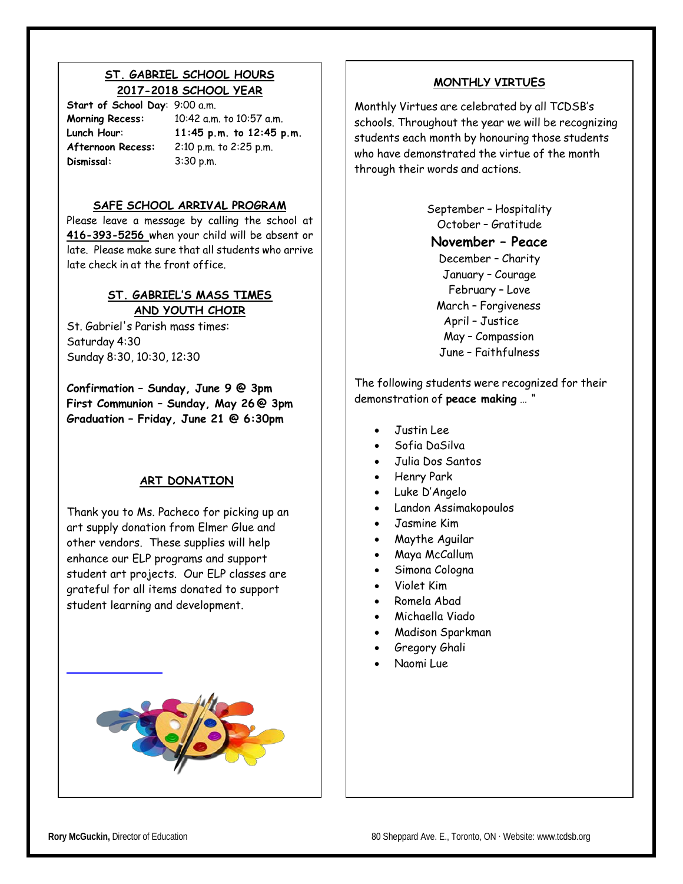## ST. GABRIEL SCHOOL HOURS
## 2017-2018 SCHOOL YEAR

**Start of School Day**: 9:00 a.m.
**Morning Recess:** 10:42 a.m. to 10:57 a.m.
**Lunch Hour**: **11:45 p.m. to 12:45 p.m.**
**Afternoon Recess:** 2:10 p.m. to 2:25 p.m.
**Dismissal:** 3:30 p.m.

### SAFE SCHOOL ARRIVAL PROGRAM

Please leave a message by calling the school at **416-393-5256** when your child will be absent or late. Please make sure that all students who arrive late check in at the front office.

### ST. GABRIEL'S MASS TIMES AND YOUTH CHOIR

St. Gabriel's Parish mass times:
Saturday 4:30
Sunday 8:30, 10:30, 12:30

**Confirmation – Sunday, June 9 @ 3pm**
**First Communion – Sunday, May 26 @ 3pm**
**Graduation – Friday, June 21 @ 6:30pm**

### ART DONATION

Thank you to Ms. Pacheco for picking up an art supply donation from Elmer Glue and other vendors. These supplies will help enhance our ELP programs and support student art projects. Our ELP classes are grateful for all items donated to support student learning and development.

### MONTHLY VIRTUES

Monthly Virtues are celebrated by all TCDSB's schools. Throughout the year we will be recognizing students each month by honouring those students who have demonstrated the virtue of the month through their words and actions.

September – Hospitality
October – Gratitude
**November – Peace**
December – Charity
January – Courage
February – Love
March – Forgiveness
April – Justice
May – Compassion
June – Faithfulness

The following students were recognized for their demonstration of **peace making** … "

- Justin Lee
- Sofia DaSilva
- Julia Dos Santos
- Henry Park
- Luke D'Angelo
- Landon Assimakopoulos
- Jasmine Kim
- Maythe Aguilar
- Maya McCallum
- Simona Cologna
- Violet Kim
- Romela Abad
- Michaella Viado
- Madison Sparkman
- Gregory Ghali
- Naomi Lue

**Rory McGuckin,** Director of Education

80 Sheppard Ave. E., Toronto, ON · Website: www.tcdsb.org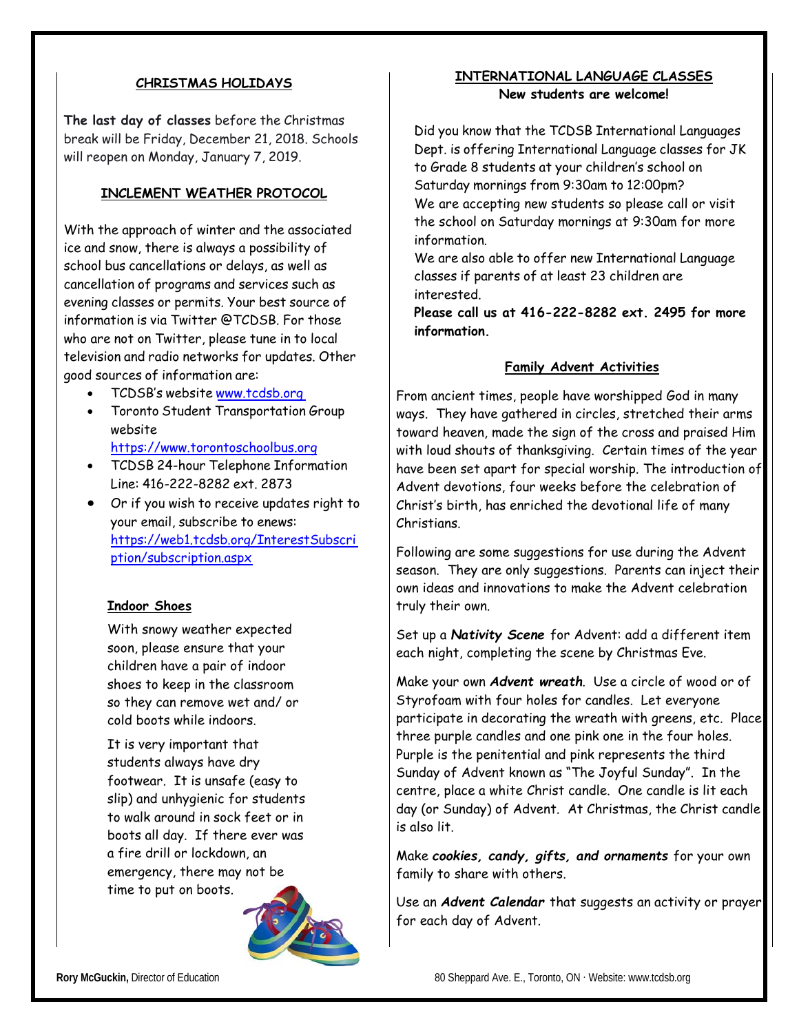## CHRISTMAS HOLIDAYS

**The last day of classes** before the Christmas break will be Friday, December 21, 2018. Schools will reopen on Monday, January 7, 2019.

## INCLEMENT WEATHER PROTOCOL

With the approach of winter and the associated ice and snow, there is always a possibility of school bus cancellations or delays, as well as cancellation of programs and services such as evening classes or permits. Your best source of information is via Twitter @TCDSB. For those who are not on Twitter, please tune in to local television and radio networks for updates. Other good sources of information are:

- TCDSB's website www.tcdsb.org
- Toronto Student Transportation Group website https://www.torontoschoolbus.org
- TCDSB 24-hour Telephone Information Line: 416-222-8282 ext. 2873
- Or if you wish to receive updates right to your email, subscribe to enews: https://web1.tcdsb.org/InterestSubscription/subscription.aspx

### Indoor Shoes

With snowy weather expected soon, please ensure that your children have a pair of indoor shoes to keep in the classroom so they can remove wet and/ or cold boots while indoors.

It is very important that students always have dry footwear. It is unsafe (easy to slip) and unhygienic for students to walk around in sock feet or in boots all day. If there ever was a fire drill or lockdown, an emergency, there may not be time to put on boots.

## INTERNATIONAL LANGUAGE CLASSES

**New students are welcome!**

Did you know that the TCDSB International Languages Dept. is offering International Language classes for JK to Grade 8 students at your children's school on Saturday mornings from 9:30am to 12:00pm?

We are accepting new students so please call or visit the school on Saturday mornings at 9:30am for more information.

We are also able to offer new International Language classes if parents of at least 23 children are interested.

**Please call us at 416-222-8282 ext. 2495 for more information.**

## Family Advent Activities

From ancient times, people have worshipped God in many ways. They have gathered in circles, stretched their arms toward heaven, made the sign of the cross and praised Him with loud shouts of thanksgiving. Certain times of the year have been set apart for special worship. The introduction of Advent devotions, four weeks before the celebration of Christ's birth, has enriched the devotional life of many Christians.

Following are some suggestions for use during the Advent season. They are only suggestions. Parents can inject their own ideas and innovations to make the Advent celebration truly their own.

Set up a ***Nativity Scene*** for Advent: add a different item each night, completing the scene by Christmas Eve.

Make your own ***Advent wreath***. Use a circle of wood or of Styrofoam with four holes for candles. Let everyone participate in decorating the wreath with greens, etc. Place three purple candles and one pink one in the four holes. Purple is the penitential and pink represents the third Sunday of Advent known as "The Joyful Sunday". In the centre, place a white Christ candle. One candle is lit each day (or Sunday) of Advent. At Christmas, the Christ candle is also lit.

Make ***cookies, candy, gifts, and ornaments*** for your own family to share with others.

Use an ***Advent Calendar*** that suggests an activity or prayer for each day of Advent.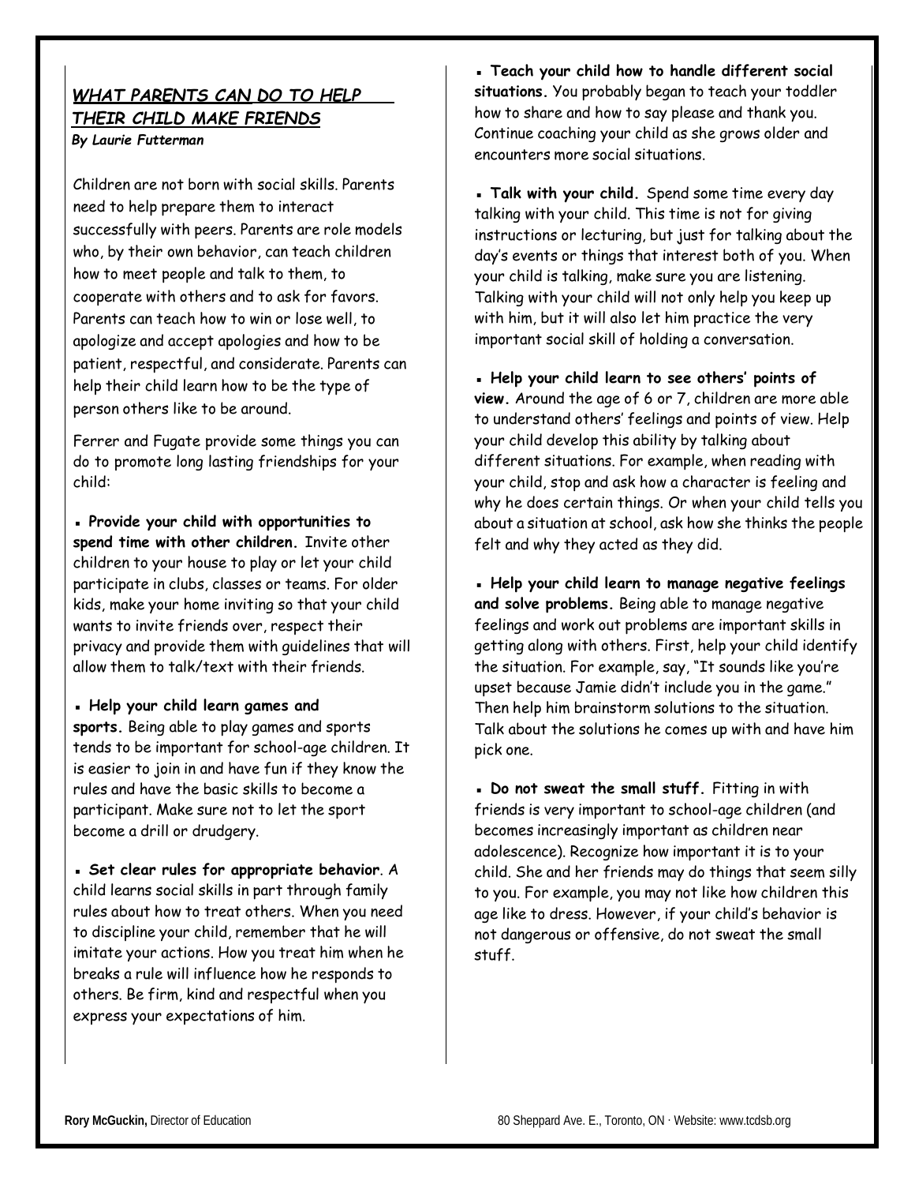## *WHAT PARENTS CAN DO TO HELP THEIR CHILD MAKE FRIENDS*

***By Laurie Futterman***

Children are not born with social skills. Parents need to help prepare them to interact successfully with peers. Parents are role models who, by their own behavior, can teach children how to meet people and talk to them, to cooperate with others and to ask for favors. Parents can teach how to win or lose well, to apologize and accept apologies and how to be patient, respectful, and considerate. Parents can help their child learn how to be the type of person others like to be around.

Ferrer and Fugate provide some things you can do to promote long lasting friendships for your child:

- **Provide your child with opportunities to spend time with other children.** Invite other children to your house to play or let your child participate in clubs, classes or teams. For older kids, make your home inviting so that your child wants to invite friends over, respect their privacy and provide them with guidelines that will allow them to talk/text with their friends.

- **Help your child learn games and sports.** Being able to play games and sports tends to be important for school-age children. It is easier to join in and have fun if they know the rules and have the basic skills to become a participant. Make sure not to let the sport become a drill or drudgery.

- **Set clear rules for appropriate behavior**. A child learns social skills in part through family rules about how to treat others. When you need to discipline your child, remember that he will imitate your actions. How you treat him when he breaks a rule will influence how he responds to others. Be firm, kind and respectful when you express your expectations of him.

- **Teach your child how to handle different social situations.** You probably began to teach your toddler how to share and how to say please and thank you. Continue coaching your child as she grows older and encounters more social situations.

- **Talk with your child.** Spend some time every day talking with your child. This time is not for giving instructions or lecturing, but just for talking about the day's events or things that interest both of you. When your child is talking, make sure you are listening. Talking with your child will not only help you keep up with him, but it will also let him practice the very important social skill of holding a conversation.

- **Help your child learn to see others' points of view.** Around the age of 6 or 7, children are more able to understand others' feelings and points of view. Help your child develop this ability by talking about different situations. For example, when reading with your child, stop and ask how a character is feeling and why he does certain things. Or when your child tells you about a situation at school, ask how she thinks the people felt and why they acted as they did.

- **Help your child learn to manage negative feelings and solve problems.** Being able to manage negative feelings and work out problems are important skills in getting along with others. First, help your child identify the situation. For example, say, "It sounds like you're upset because Jamie didn't include you in the game." Then help him brainstorm solutions to the situation. Talk about the solutions he comes up with and have him pick one.

- **Do not sweat the small stuff.** Fitting in with friends is very important to school-age children (and becomes increasingly important as children near adolescence). Recognize how important it is to your child. She and her friends may do things that seem silly to you. For example, you may not like how children this age like to dress. However, if your child's behavior is not dangerous or offensive, do not sweat the small stuff.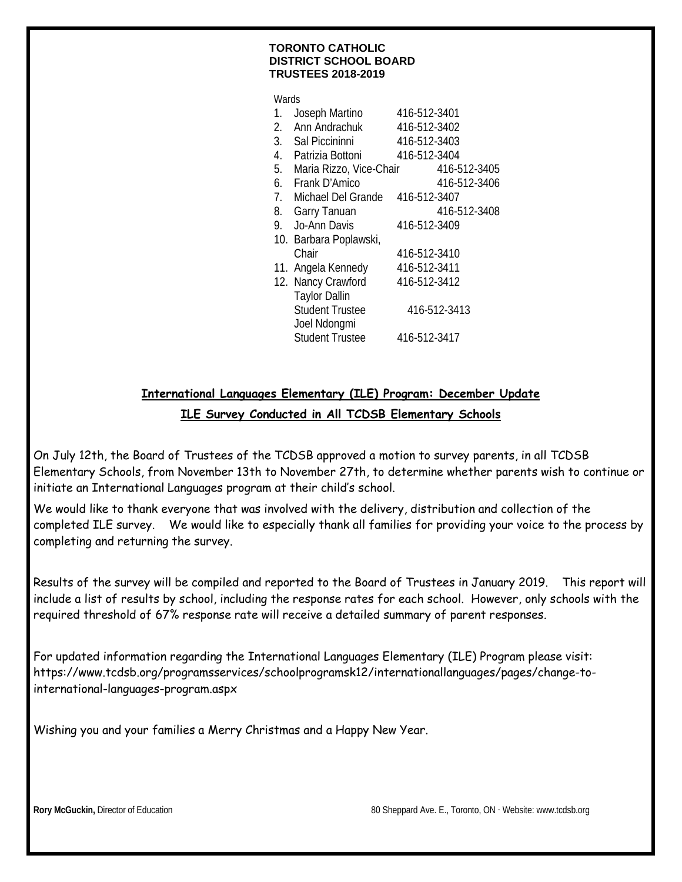**TORONTO CATHOLIC DISTRICT SCHOOL BOARD TRUSTEES 2018-2019**

Wards

| Ward | Trustee | Phone |
|---|---|---|
| 1. | Joseph Martino | 416-512-3401 |
| 2. | Ann Andrachuk | 416-512-3402 |
| 3. | Sal Piccininni | 416-512-3403 |
| 4. | Patrizia Bottoni | 416-512-3404 |
| 5. | Maria Rizzo, Vice-Chair | 416-512-3405 |
| 6. | Frank D'Amico | 416-512-3406 |
| 7. | Michael Del Grande | 416-512-3407 |
| 8. | Garry Tanuan | 416-512-3408 |
| 9. | Jo-Ann Davis | 416-512-3409 |
| 10. | Barbara Poplawski, Chair | 416-512-3410 |
| 11. | Angela Kennedy | 416-512-3411 |
| 12. | Nancy Crawford | 416-512-3412 |
| | Taylor Dallin, Student Trustee | 416-512-3413 |
| | Joel Ndongmi, Student Trustee | 416-512-3417 |

## International Languages Elementary (ILE) Program: December Update

### ILE Survey Conducted in All TCDSB Elementary Schools

On July 12th, the Board of Trustees of the TCDSB approved a motion to survey parents, in all TCDSB Elementary Schools, from November 13th to November 27th, to determine whether parents wish to continue or initiate an International Languages program at their child's school.

We would like to thank everyone that was involved with the delivery, distribution and collection of the completed ILE survey. We would like to especially thank all families for providing your voice to the process by completing and returning the survey.

Results of the survey will be compiled and reported to the Board of Trustees in January 2019. This report will include a list of results by school, including the response rates for each school. However, only schools with the required threshold of 67% response rate will receive a detailed summary of parent responses.

For updated information regarding the International Languages Elementary (ILE) Program please visit: https://www.tcdsb.org/programsservices/schoolprogramsk12/internationallanguages/pages/change-to-international-languages-program.aspx

Wishing you and your families a Merry Christmas and a Happy New Year.

**Rory McGuckin,** Director of Education

80 Sheppard Ave. E., Toronto, ON · Website: www.tcdsb.org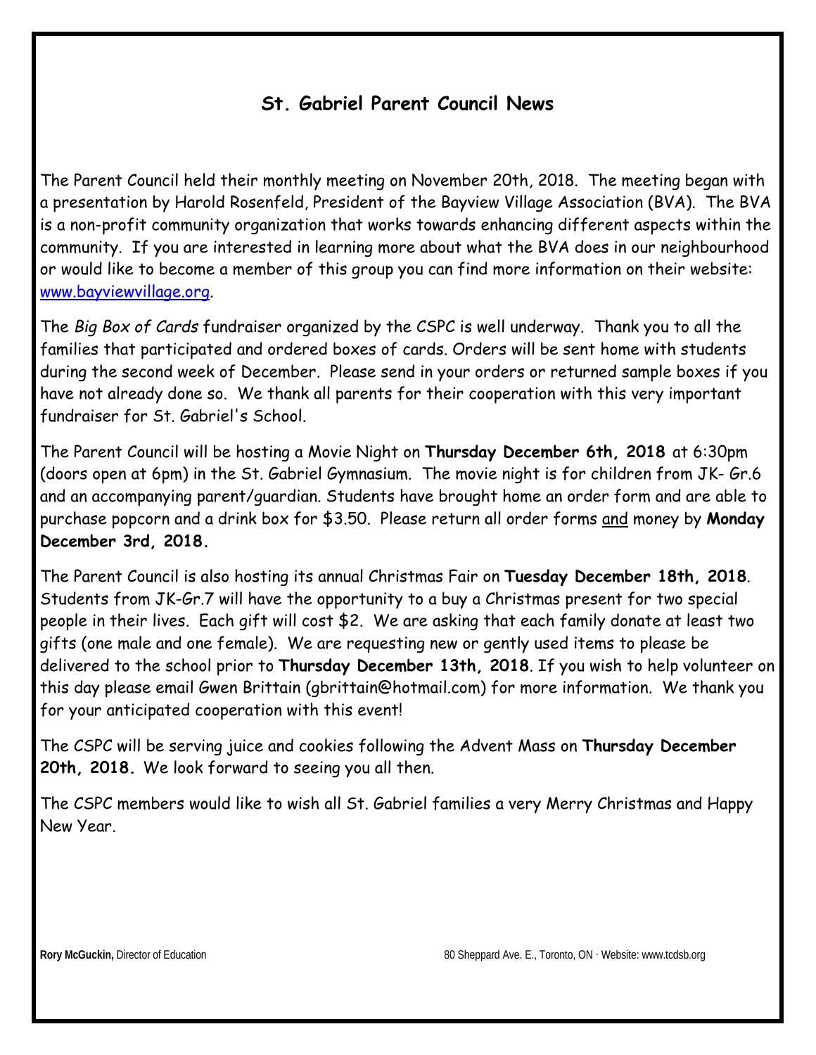## St. Gabriel Parent Council News

The Parent Council held their monthly meeting on November 20th, 2018. The meeting began with a presentation by Harold Rosenfeld, President of the Bayview Village Association (BVA). The BVA is a non-profit community organization that works towards enhancing different aspects within the community. If you are interested in learning more about what the BVA does in our neighbourhood or would like to become a member of this group you can find more information on their website: www.bayviewvillage.org.

The *Big Box of Cards* fundraiser organized by the CSPC is well underway. Thank you to all the families that participated and ordered boxes of cards. Orders will be sent home with students during the second week of December. Please send in your orders or returned sample boxes if you have not already done so. We thank all parents for their cooperation with this very important fundraiser for St. Gabriel's School.

The Parent Council will be hosting a Movie Night on **Thursday December 6th, 2018** at 6:30pm (doors open at 6pm) in the St. Gabriel Gymnasium. The movie night is for children from JK- Gr.6 and an accompanying parent/guardian. Students have brought home an order form and are able to purchase popcorn and a drink box for $3.50. Please return all order forms and money by **Monday December 3rd, 2018.**

The Parent Council is also hosting its annual Christmas Fair on **Tuesday December 18th, 2018**. Students from JK-Gr.7 will have the opportunity to a buy a Christmas present for two special people in their lives. Each gift will cost $2. We are asking that each family donate at least two gifts (one male and one female). We are requesting new or gently used items to please be delivered to the school prior to **Thursday December 13th, 2018**. If you wish to help volunteer on this day please email Gwen Brittain (gbrittain@hotmail.com) for more information. We thank you for your anticipated cooperation with this event!

The CSPC will be serving juice and cookies following the Advent Mass on **Thursday December 20th, 2018.** We look forward to seeing you all then.

The CSPC members would like to wish all St. Gabriel families a very Merry Christmas and Happy New Year.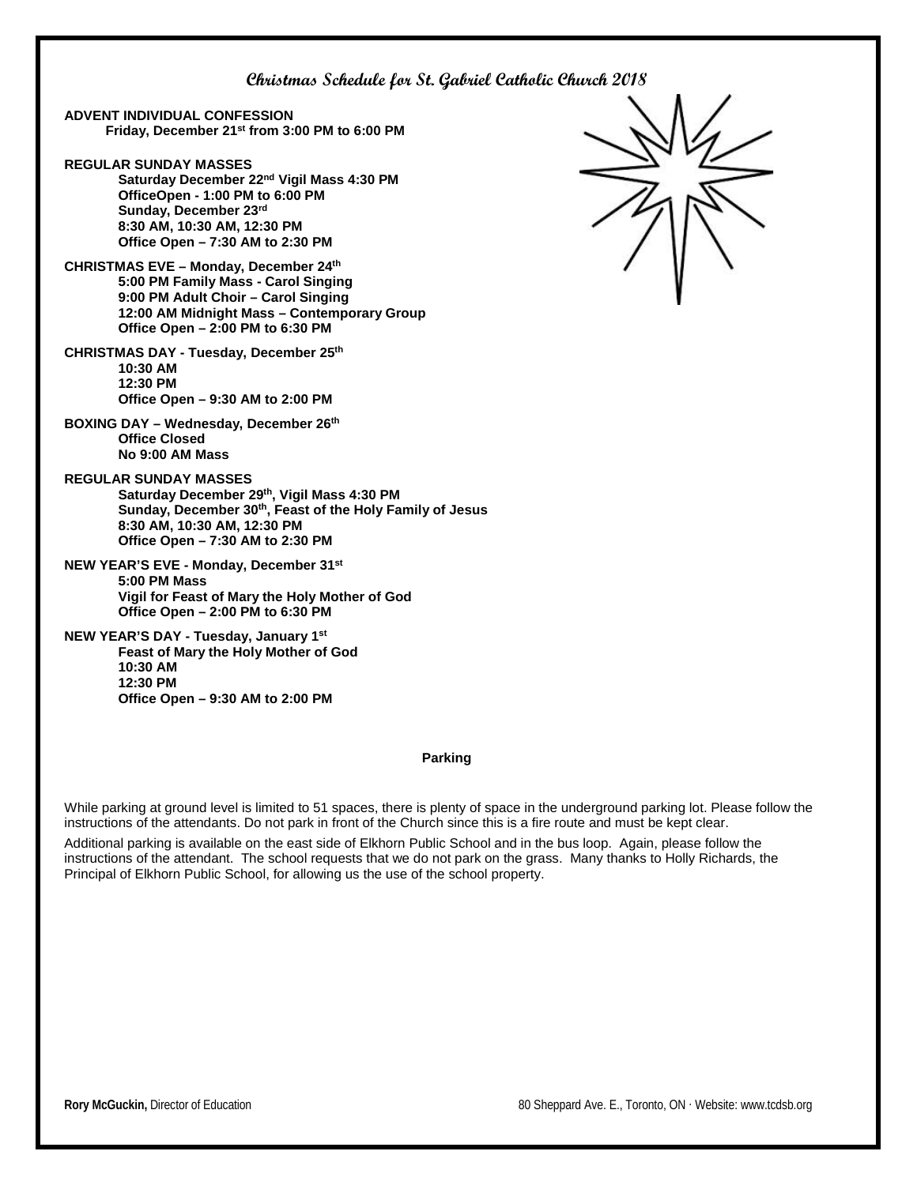# Christmas Schedule for St. Gabriel Catholic Church 2018

**ADVENT INDIVIDUAL CONFESSION**
**Friday, December 21st from 3:00 PM to 6:00 PM**

**REGULAR SUNDAY MASSES**
**Saturday December 22nd Vigil Mass 4:30 PM**
**OfficeOpen - 1:00 PM to 6:00 PM**
**Sunday, December 23rd**
**8:30 AM, 10:30 AM, 12:30 PM**
**Office Open – 7:30 AM to 2:30 PM**

**CHRISTMAS EVE – Monday, December 24th**
**5:00 PM Family Mass - Carol Singing**
**9:00 PM Adult Choir – Carol Singing**
**12:00 AM Midnight Mass – Contemporary Group**
**Office Open – 2:00 PM to 6:30 PM**

**CHRISTMAS DAY - Tuesday, December 25th**
**10:30 AM**
**12:30 PM**
**Office Open – 9:30 AM to 2:00 PM**

**BOXING DAY – Wednesday, December 26th**
**Office Closed**
**No 9:00 AM Mass**

**REGULAR SUNDAY MASSES**
**Saturday December 29th, Vigil Mass 4:30 PM**
**Sunday, December 30th, Feast of the Holy Family of Jesus**
**8:30 AM, 10:30 AM, 12:30 PM**
**Office Open – 7:30 AM to 2:30 PM**

**NEW YEAR'S EVE - Monday, December 31st**
**5:00 PM Mass**
**Vigil for Feast of Mary the Holy Mother of God**
**Office Open – 2:00 PM to 6:30 PM**

**NEW YEAR'S DAY - Tuesday, January 1st**
**Feast of Mary the Holy Mother of God**
**10:30 AM**
**12:30 PM**
**Office Open – 9:30 AM to 2:00 PM**

## Parking

While parking at ground level is limited to 51 spaces, there is plenty of space in the underground parking lot. Please follow the instructions of the attendants. Do not park in front of the Church since this is a fire route and must be kept clear.

Additional parking is available on the east side of Elkhorn Public School and in the bus loop. Again, please follow the instructions of the attendant. The school requests that we do not park on the grass. Many thanks to Holly Richards, the Principal of Elkhorn Public School, for allowing us the use of the school property.